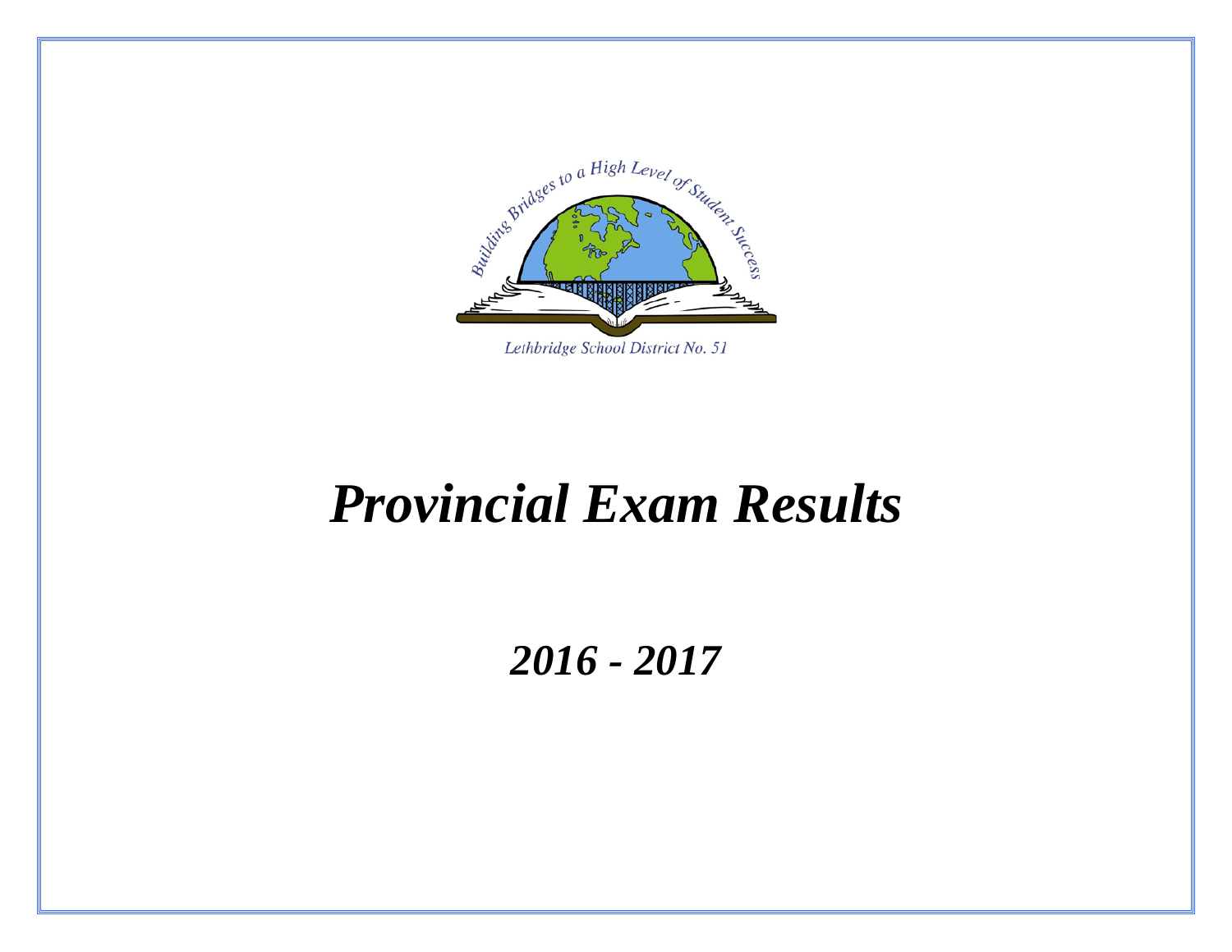Building Bridges to a High Level of Student Success

Lethbridge School District No. 51

# *Provincial Exam Results*

## *2016 - 2017*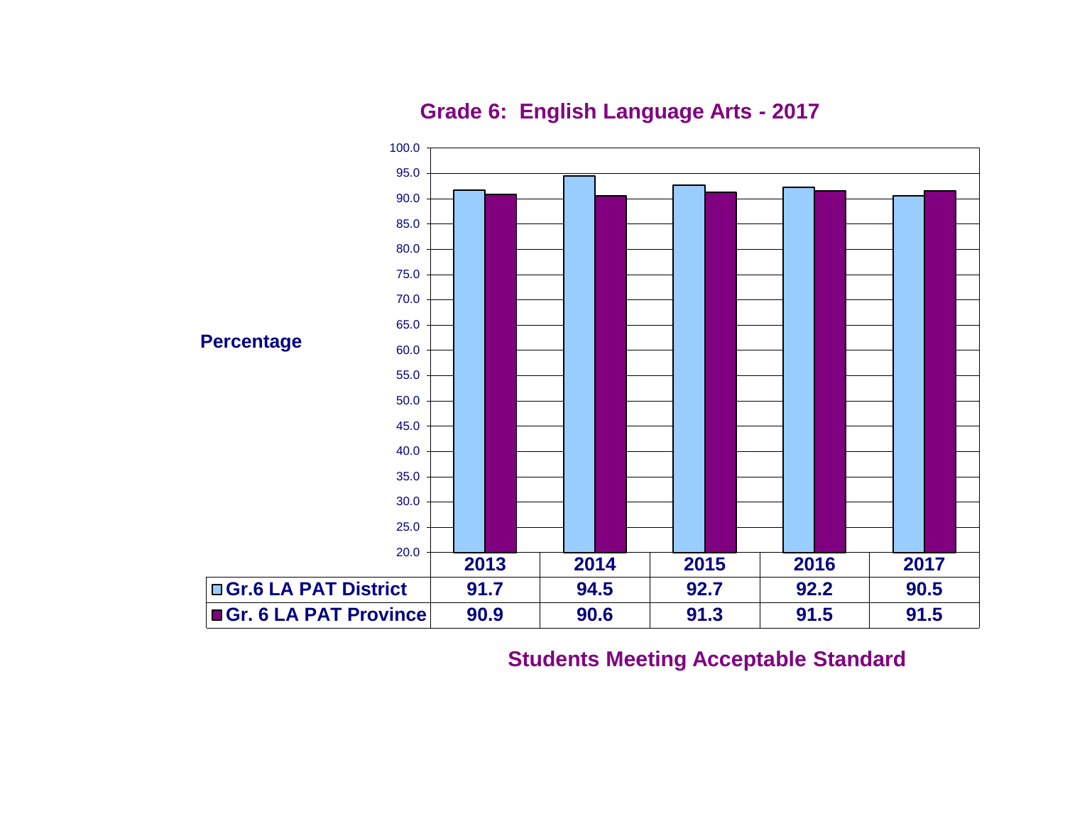## Grade 6: English Language Arts - 2017

| | 2013 | 2014 | 2015 | 2016 | 2017 |
|---|---|---|---|---|---|
| Gr.6 LA PAT District | 91.7 | 94.5 | 92.7 | 92.2 | 90.5 |
| Gr. 6 LA PAT Province | 90.9 | 90.6 | 91.3 | 91.5 | 91.5 |

Percentage

**Students Meeting Acceptable Standard**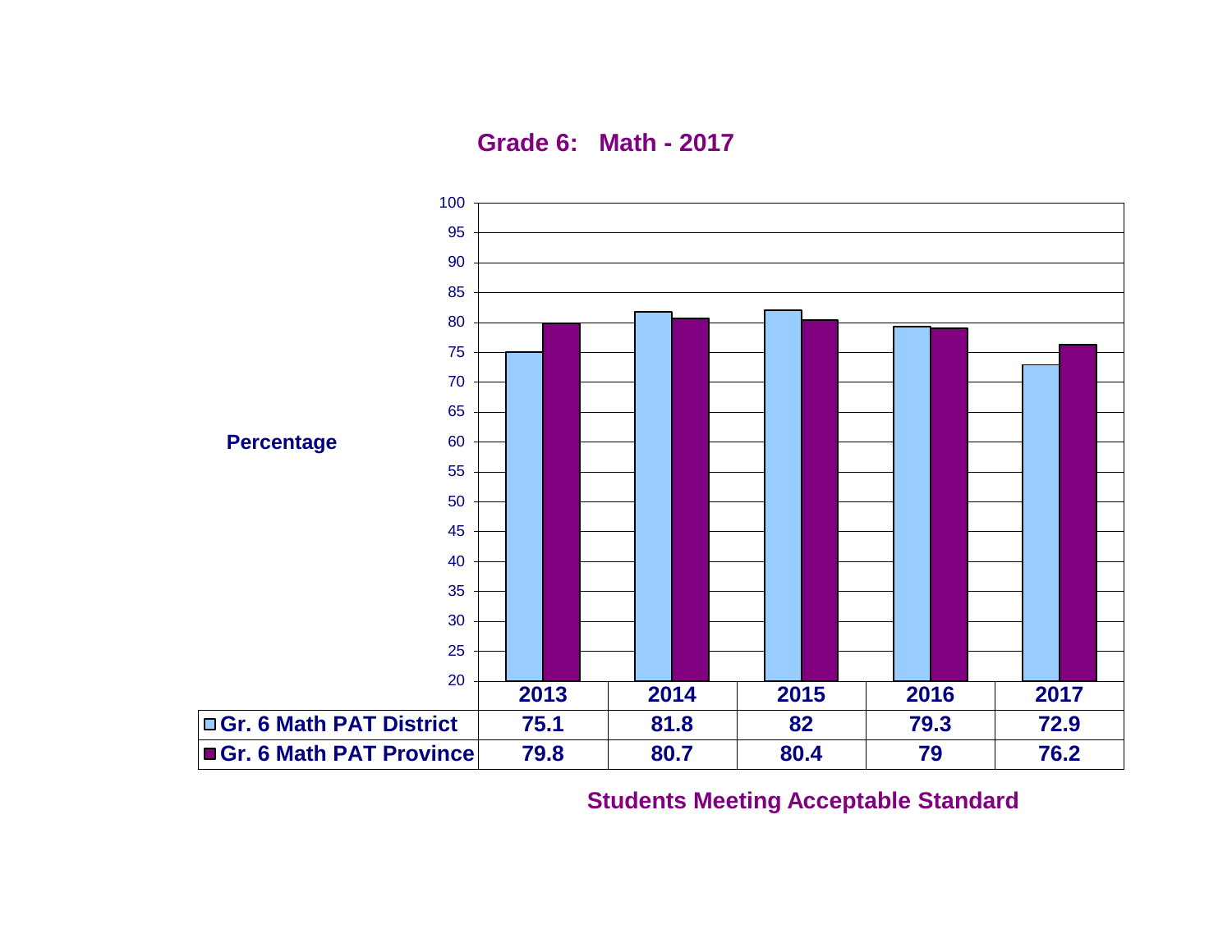## Grade 6: Math - 2017

Percentage

| | 2013 | 2014 | 2015 | 2016 | 2017 |
|---|---|---|---|---|---|
| Gr. 6 Math PAT District | 75.1 | 81.8 | 82 | 79.3 | 72.9 |
| Gr. 6 Math PAT Province | 79.8 | 80.7 | 80.4 | 79 | 76.2 |

Students Meeting Acceptable Standard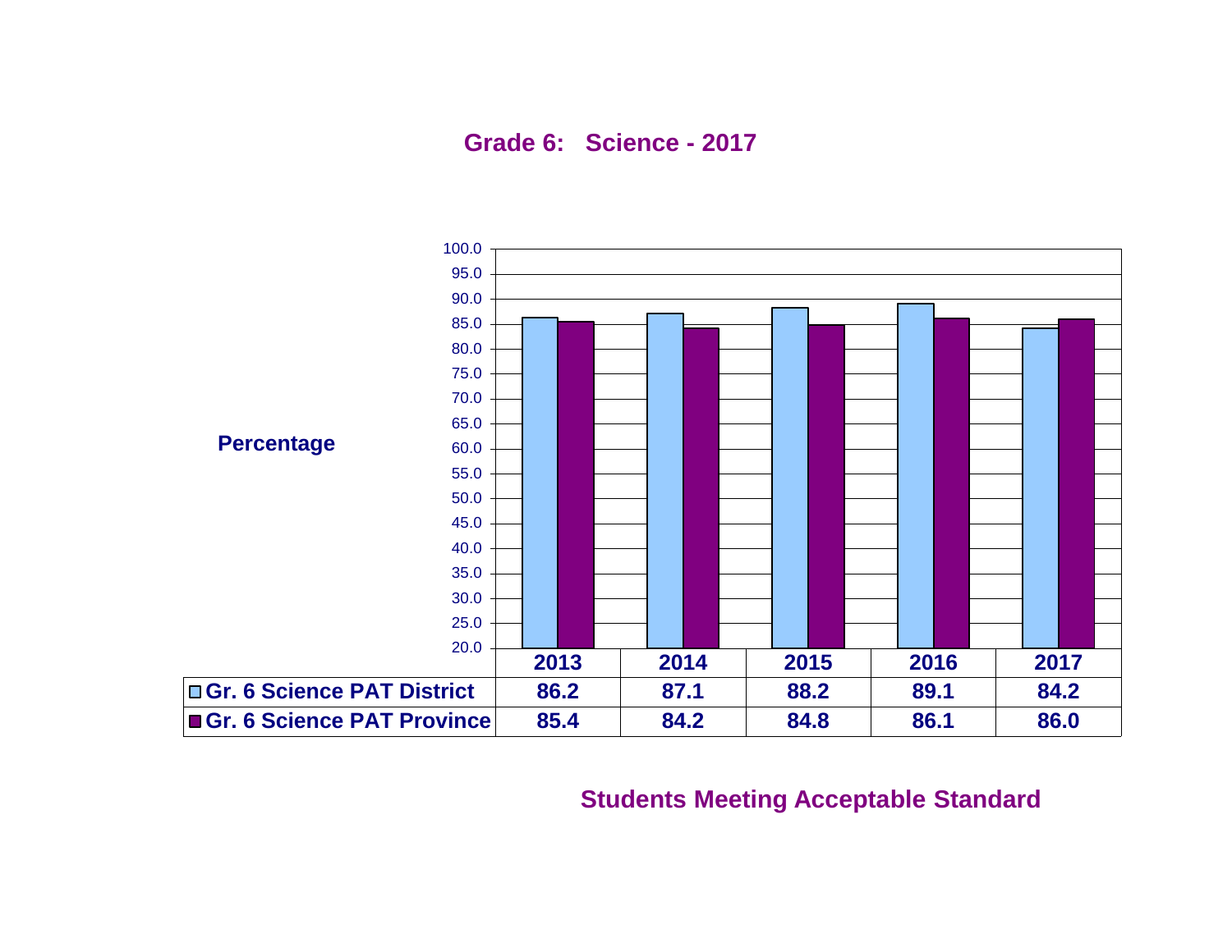## Grade 6: Science - 2017

Percentage

| | 2013 | 2014 | 2015 | 2016 | 2017 |
|---|---|---|---|---|---|
| Gr. 6 Science PAT District | 86.2 | 87.1 | 88.2 | 89.1 | 84.2 |
| Gr. 6 Science PAT Province | 85.4 | 84.2 | 84.8 | 86.1 | 86.0 |

Students Meeting Acceptable Standard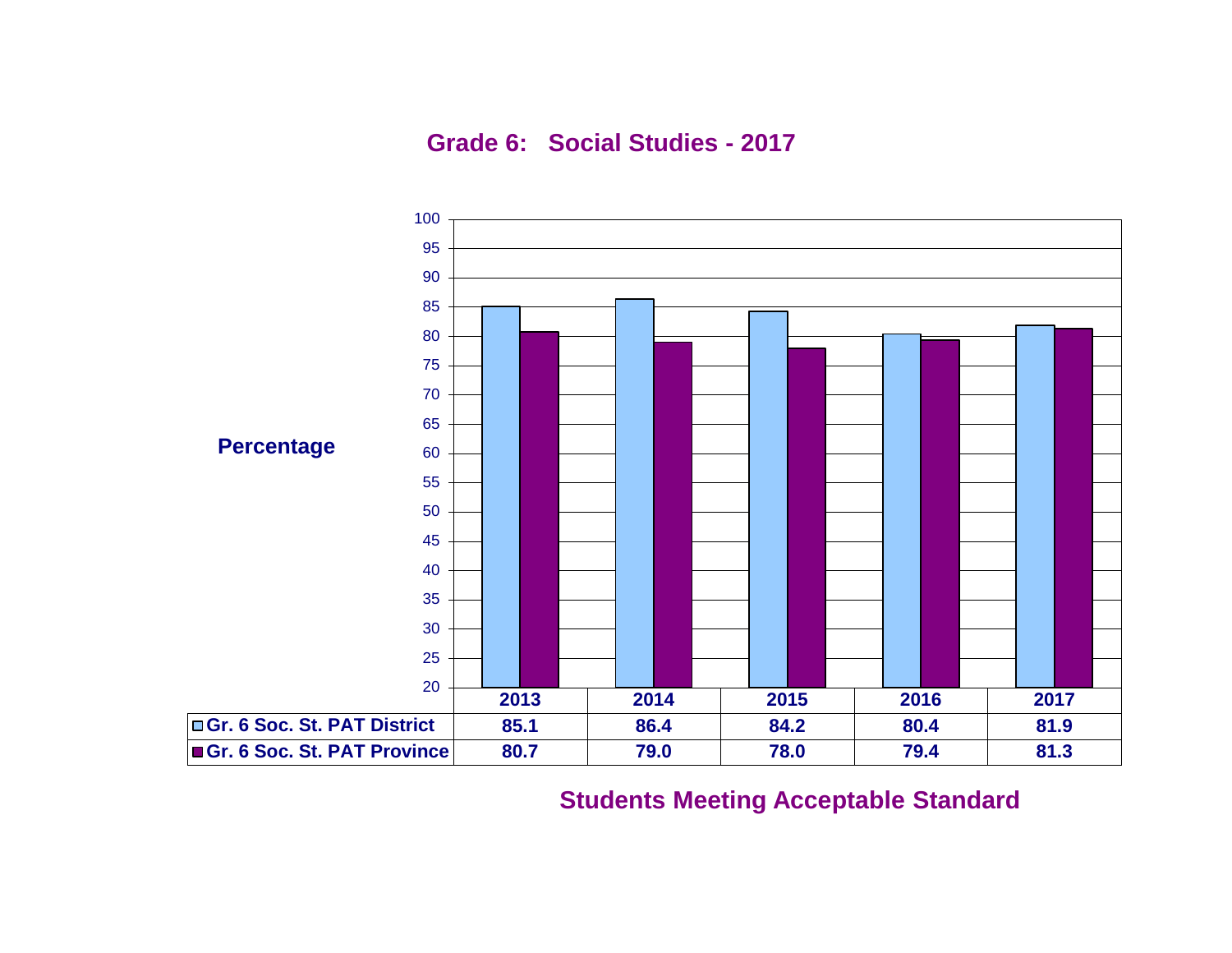## Grade 6: Social Studies - 2017

Percentage

| | 2013 | 2014 | 2015 | 2016 | 2017 |
|---|---|---|---|---|---|
| Gr. 6 Soc. St. PAT District | 85.1 | 86.4 | 84.2 | 80.4 | 81.9 |
| Gr. 6 Soc. St. PAT Province | 80.7 | 79.0 | 78.0 | 79.4 | 81.3 |

**Students Meeting Acceptable Standard**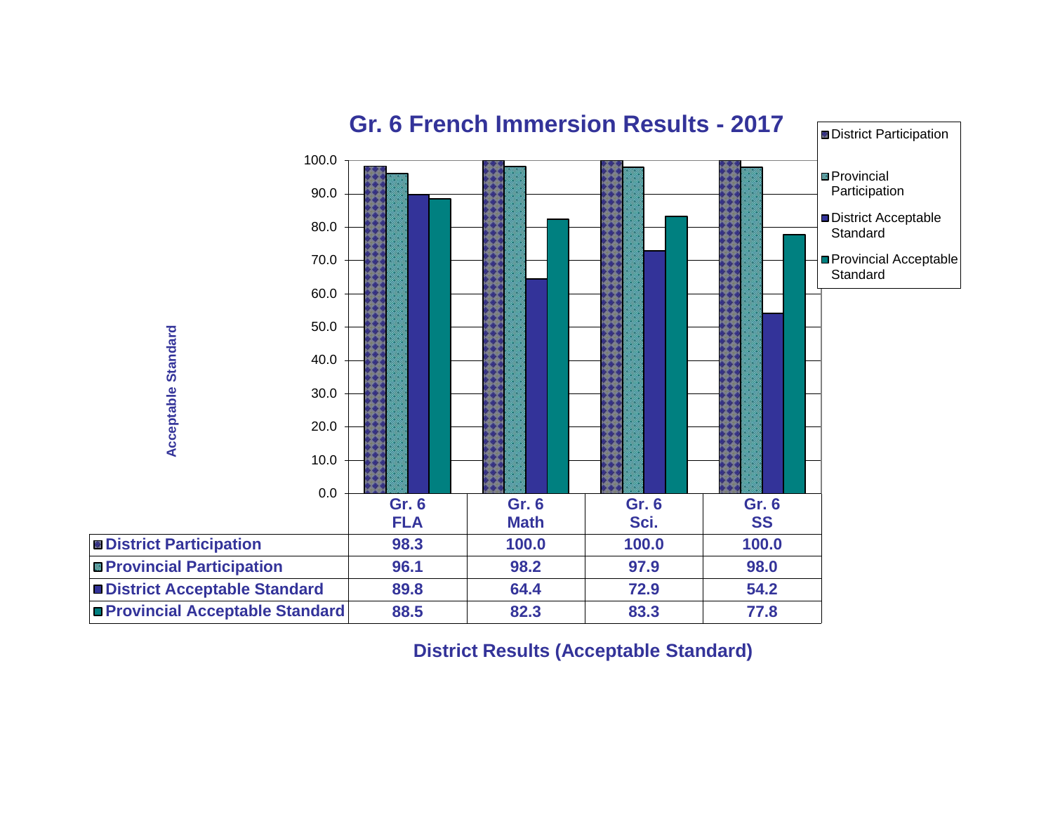## Gr. 6 French Immersion Results - 2017

| | Gr. 6 FLA | Gr. 6 Math | Gr. 6 Sci. | Gr. 6 SS |
|---|---|---|---|---|
| District Participation | 98.3 | 100.0 | 100.0 | 100.0 |
| Provincial Participation | 96.1 | 98.2 | 97.9 | 98.0 |
| District Acceptable Standard | 89.8 | 64.4 | 72.9 | 54.2 |
| Provincial Acceptable Standard | 88.5 | 82.3 | 83.3 | 77.8 |

District Results (Acceptable Standard)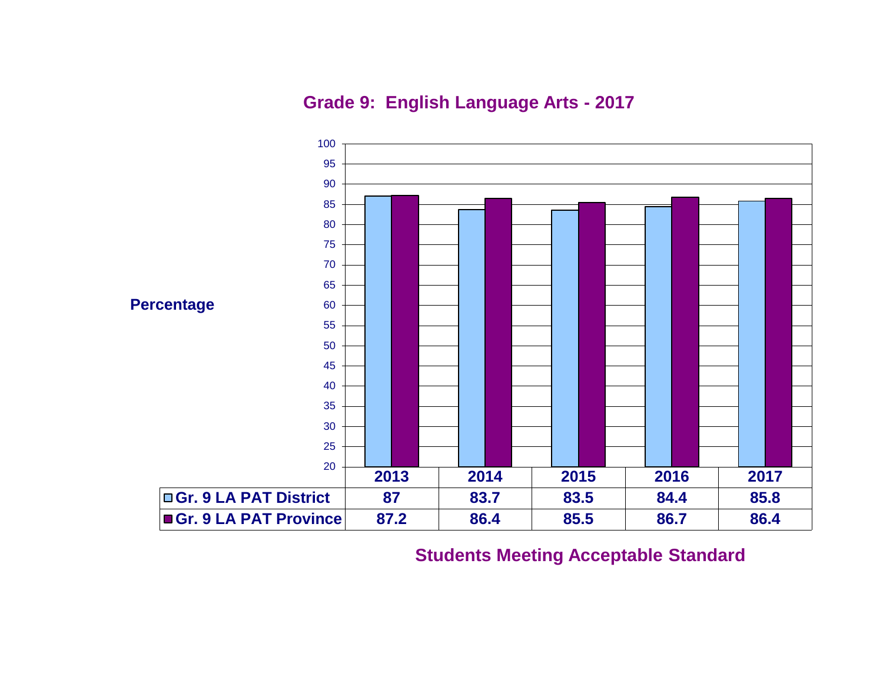## Grade 9: English Language Arts - 2017

Percentage

| | 2013 | 2014 | 2015 | 2016 | 2017 |
|---|---|---|---|---|---|
| Gr. 9 LA PAT District | 87 | 83.7 | 83.5 | 84.4 | 85.8 |
| Gr. 9 LA PAT Province | 87.2 | 86.4 | 85.5 | 86.7 | 86.4 |

Students Meeting Acceptable Standard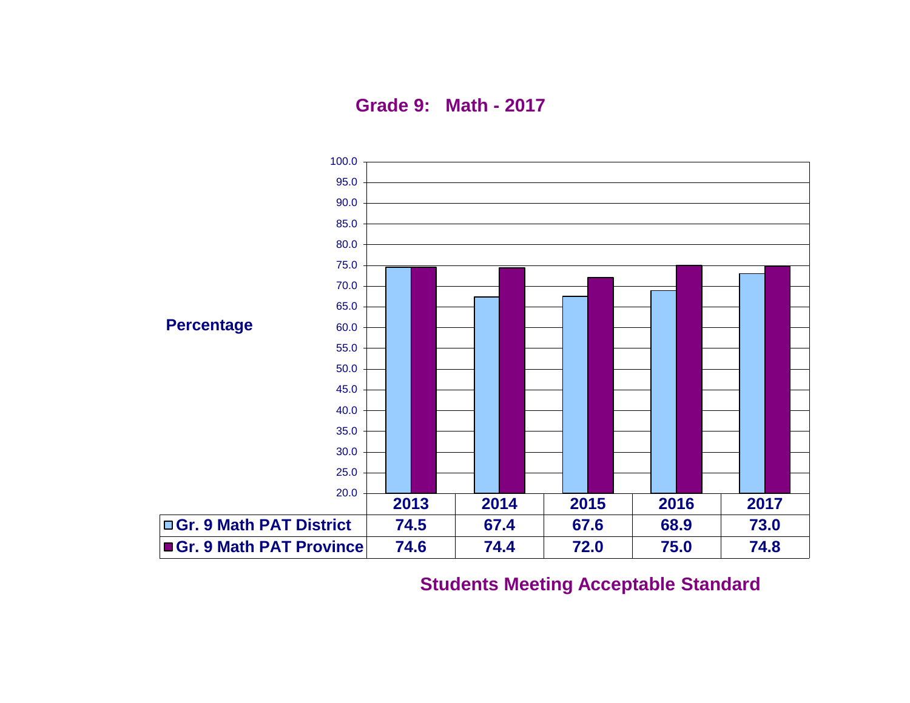## Grade 9: Math - 2017

Percentage

| | 2013 | 2014 | 2015 | 2016 | 2017 |
|---|---|---|---|---|---|
| Gr. 9 Math PAT District | 74.5 | 67.4 | 67.6 | 68.9 | 73.0 |
| Gr. 9 Math PAT Province | 74.6 | 74.4 | 72.0 | 75.0 | 74.8 |

**Students Meeting Acceptable Standard**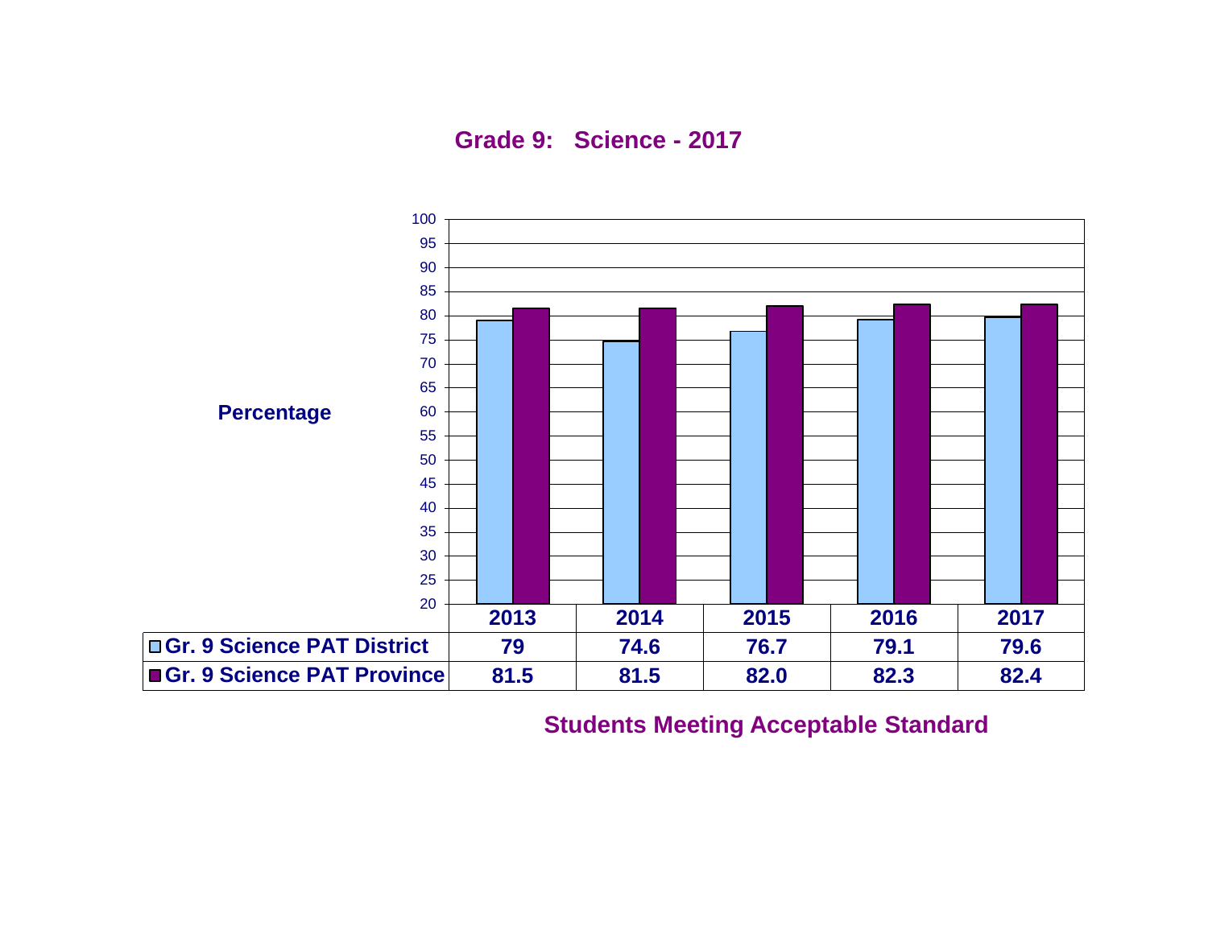## Grade 9: Science - 2017

Percentage

|  | 2013 | 2014 | 2015 | 2016 | 2017 |
|---|---|---|---|---|---|
| Gr. 9 Science PAT District | 79 | 74.6 | 76.7 | 79.1 | 79.6 |
| Gr. 9 Science PAT Province | 81.5 | 81.5 | 82.0 | 82.3 | 82.4 |

**Students Meeting Acceptable Standard**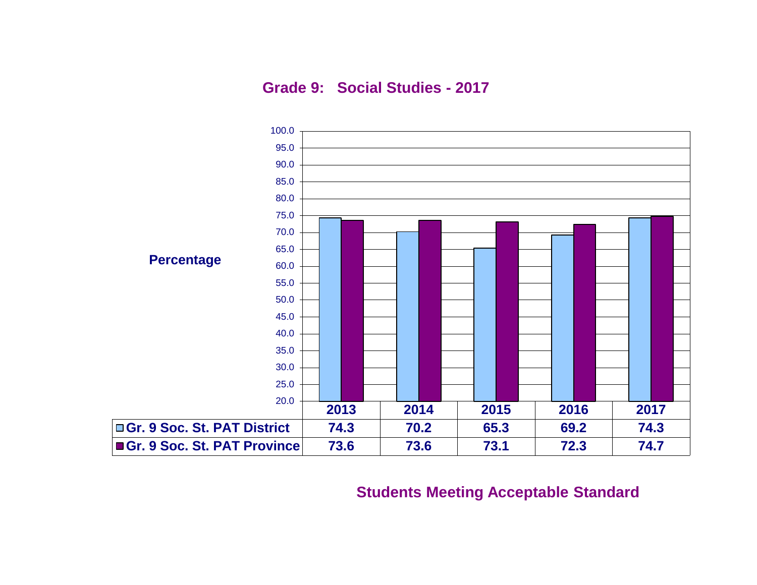## Grade 9: Social Studies - 2017

Percentage

| | 2013 | 2014 | 2015 | 2016 | 2017 |
|---|---|---|---|---|---|
| Gr. 9 Soc. St. PAT District | 74.3 | 70.2 | 65.3 | 69.2 | 74.3 |
| Gr. 9 Soc. St. PAT Province | 73.6 | 73.6 | 73.1 | 72.3 | 74.7 |

**Students Meeting Acceptable Standard**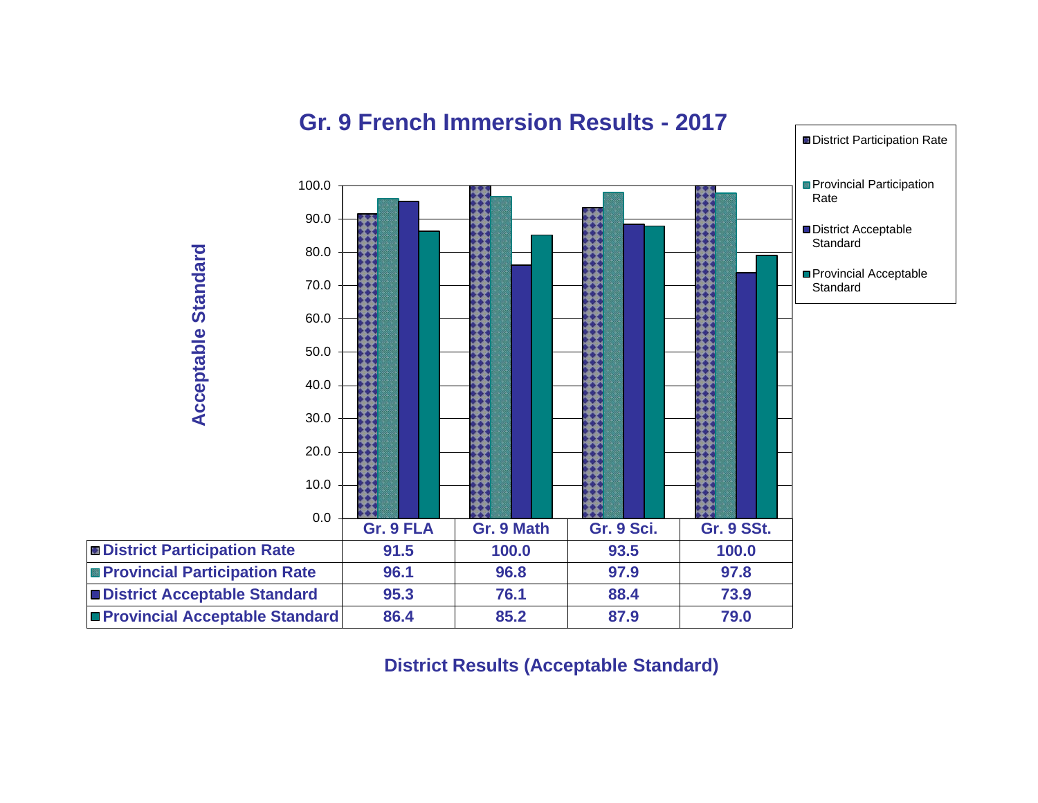# Gr. 9 French Immersion Results - 2017

| | Gr. 9 FLA | Gr. 9 Math | Gr. 9 Sci. | Gr. 9 SSt. |
|---|---|---|---|---|
| District Participation Rate | 91.5 | 100.0 | 93.5 | 100.0 |
| Provincial Participation Rate | 96.1 | 96.8 | 97.9 | 97.8 |
| District Acceptable Standard | 95.3 | 76.1 | 88.4 | 73.9 |
| Provincial Acceptable Standard | 86.4 | 85.2 | 87.9 | 79.0 |

**District Results (Acceptable Standard)**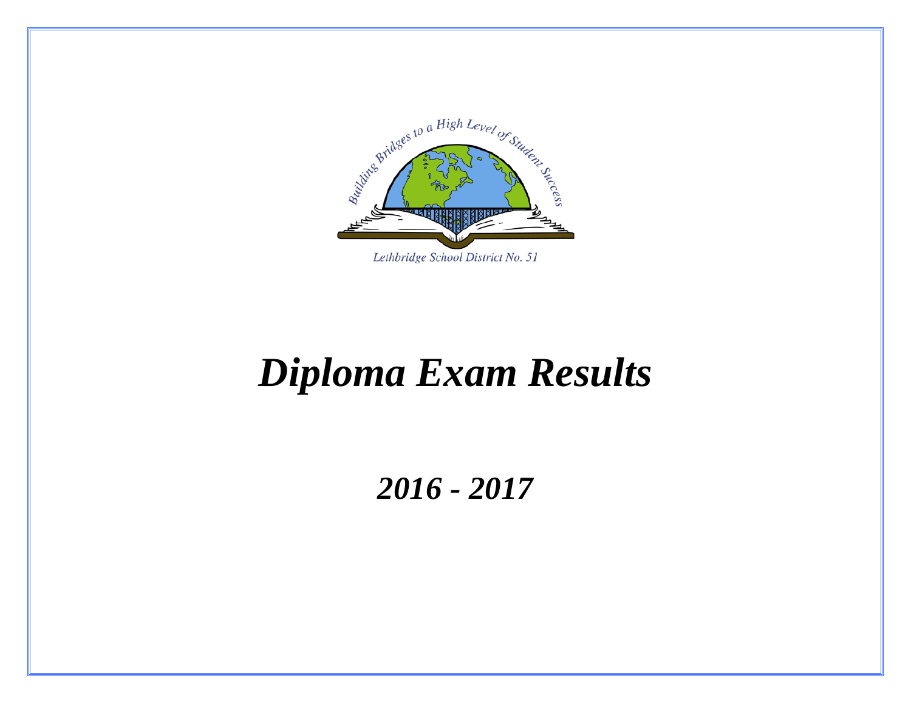Building Bridges to a High Level of Student Success

Lethbridge School District No. 51

# *Diploma Exam Results*

## *2016 - 2017*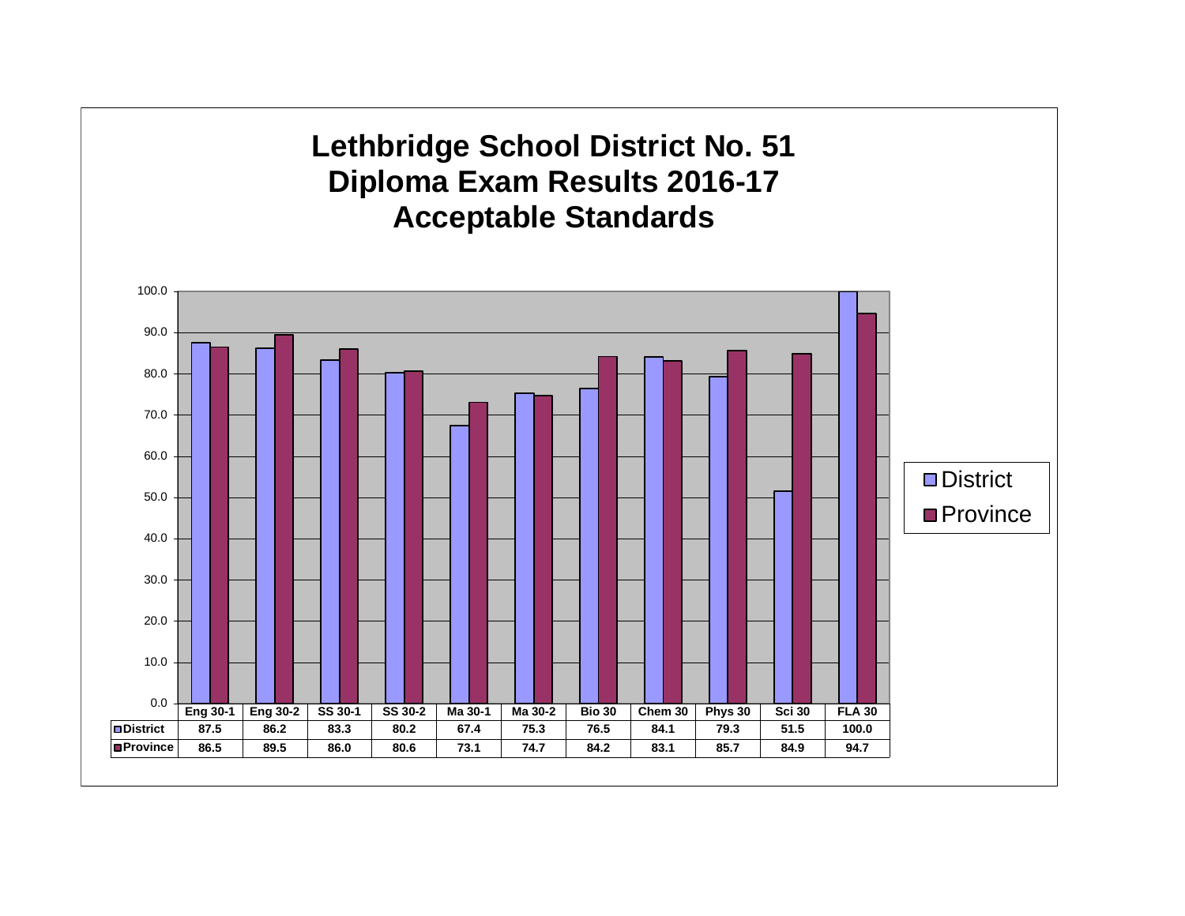# Lethbridge School District No. 51
# Diploma Exam Results 2016-17
# Acceptable Standards

100.0
90.0
80.0
70.0
60.0
50.0
40.0
30.0
20.0
10.0
0.0

| | Eng 30-1 | Eng 30-2 | SS 30-1 | SS 30-2 | Ma 30-1 | Ma 30-2 | Bio 30 | Chem 30 | Phys 30 | Sci 30 | FLA 30 |
|---|---|---|---|---|---|---|---|---|---|---|---|
| District | 87.5 | 86.2 | 83.3 | 80.2 | 67.4 | 75.3 | 76.5 | 84.1 | 79.3 | 51.5 | 100.0 |
| Province | 86.5 | 89.5 | 86.0 | 80.6 | 73.1 | 74.7 | 84.2 | 83.1 | 85.7 | 84.9 | 94.7 |

District
Province